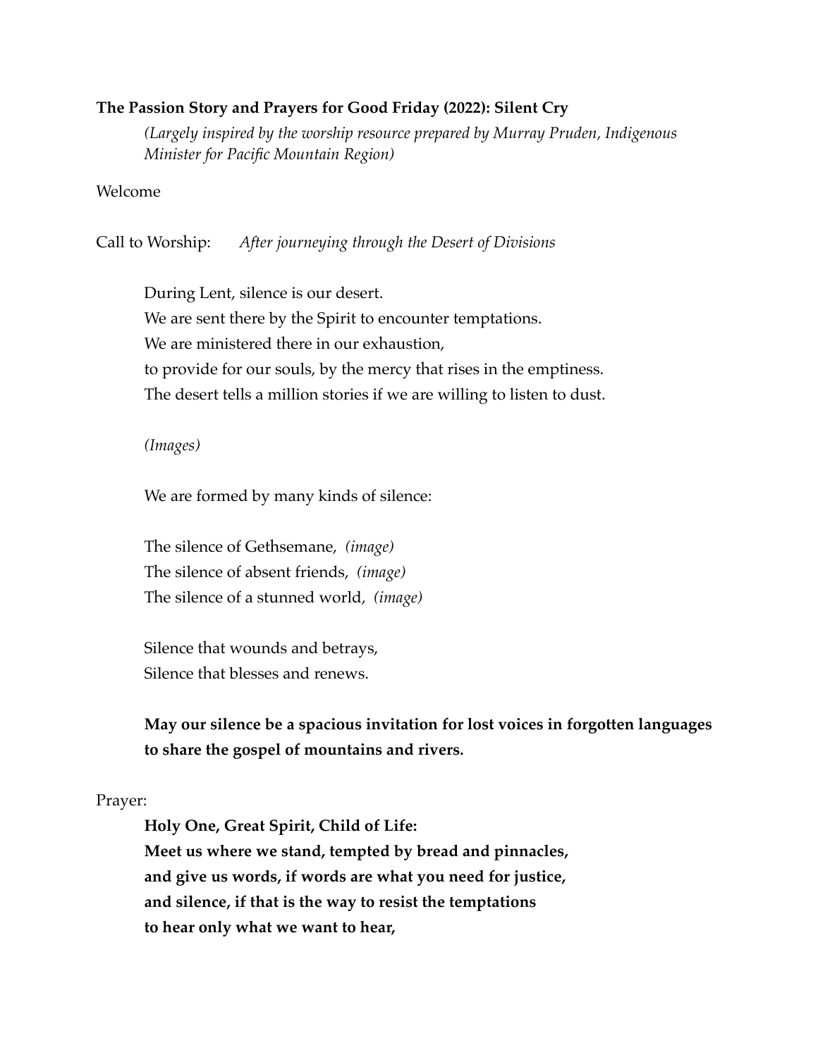**The Passion Story and Prayers for Good Friday (2022): Silent Cry**

*(Largely inspired by the worship resource prepared by Murray Pruden, Indigenous Minister for Pacific Mountain Region)*

Welcome

Call to Worship: *After journeying through the Desert of Divisions*

During Lent, silence is our desert.
We are sent there by the Spirit to encounter temptations.
We are ministered there in our exhaustion,
to provide for our souls, by the mercy that rises in the emptiness.
The desert tells a million stories if we are willing to listen to dust.

*(Images)*

We are formed by many kinds of silence:

The silence of Gethsemane, *(image)*
The silence of absent friends, *(image)*
The silence of a stunned world, *(image)*

Silence that wounds and betrays,
Silence that blesses and renews.

**May our silence be a spacious invitation for lost voices in forgotten languages to share the gospel of mountains and rivers.**

Prayer:

**Holy One, Great Spirit, Child of Life:**
**Meet us where we stand, tempted by bread and pinnacles,**
**and give us words, if words are what you need for justice,**
**and silence, if that is the way to resist the temptations**
**to hear only what we want to hear,**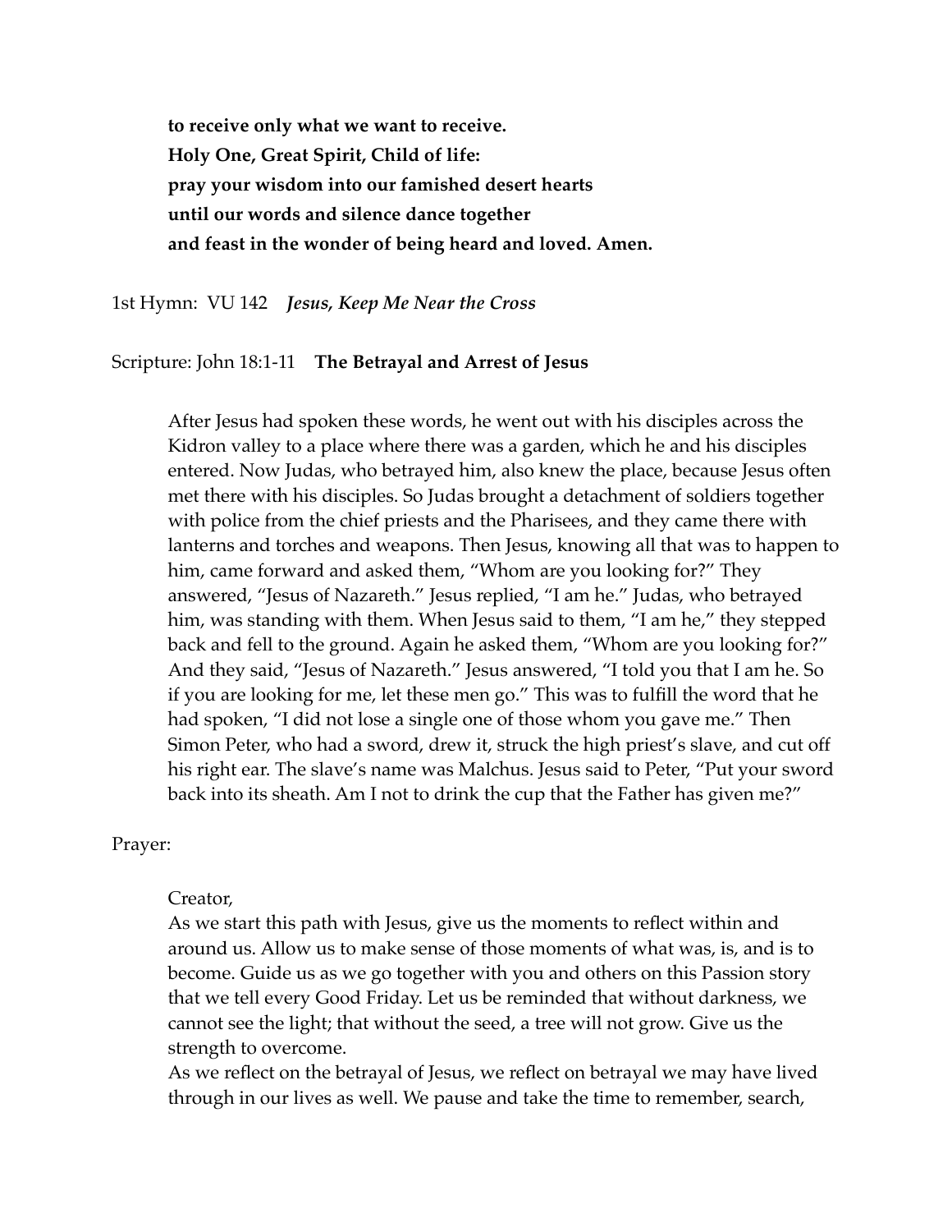**to receive only what we want to receive.**
**Holy One, Great Spirit, Child of life:**
**pray your wisdom into our famished desert hearts**
**until our words and silence dance together**
**and feast in the wonder of being heard and loved. Amen.**

1st Hymn: VU 142 ***Jesus, Keep Me Near the Cross***

Scripture: John 18:1-11 **The Betrayal and Arrest of Jesus**

After Jesus had spoken these words, he went out with his disciples across the Kidron valley to a place where there was a garden, which he and his disciples entered. Now Judas, who betrayed him, also knew the place, because Jesus often met there with his disciples. So Judas brought a detachment of soldiers together with police from the chief priests and the Pharisees, and they came there with lanterns and torches and weapons. Then Jesus, knowing all that was to happen to him, came forward and asked them, "Whom are you looking for?" They answered, "Jesus of Nazareth." Jesus replied, "I am he." Judas, who betrayed him, was standing with them. When Jesus said to them, "I am he," they stepped back and fell to the ground. Again he asked them, "Whom are you looking for?" And they said, "Jesus of Nazareth." Jesus answered, "I told you that I am he. So if you are looking for me, let these men go." This was to fulfill the word that he had spoken, "I did not lose a single one of those whom you gave me." Then Simon Peter, who had a sword, drew it, struck the high priest's slave, and cut off his right ear. The slave's name was Malchus. Jesus said to Peter, "Put your sword back into its sheath. Am I not to drink the cup that the Father has given me?"

Prayer:

Creator,
As we start this path with Jesus, give us the moments to reflect within and around us. Allow us to make sense of those moments of what was, is, and is to become. Guide us as we go together with you and others on this Passion story that we tell every Good Friday. Let us be reminded that without darkness, we cannot see the light; that without the seed, a tree will not grow. Give us the strength to overcome.
As we reflect on the betrayal of Jesus, we reflect on betrayal we may have lived through in our lives as well. We pause and take the time to remember, search,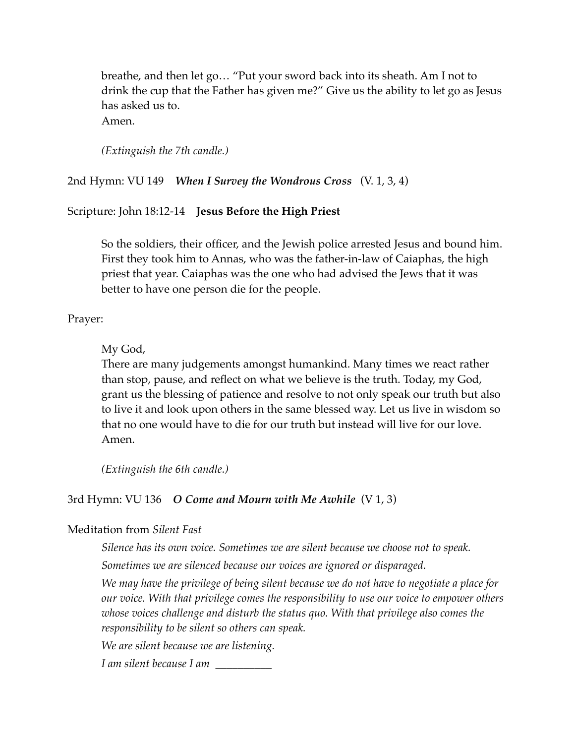breathe, and then let go… “Put your sword back into its sheath. Am I not to drink the cup that the Father has given me?” Give us the ability to let go as Jesus has asked us to.
Amen.

*(Extinguish the 7th candle.)*

2nd Hymn: VU 149 ***When I Survey the Wondrous Cross*** (V. 1, 3, 4)

Scripture: John 18:12-14 **Jesus Before the High Priest**

So the soldiers, their officer, and the Jewish police arrested Jesus and bound him. First they took him to Annas, who was the father-in-law of Caiaphas, the high priest that year. Caiaphas was the one who had advised the Jews that it was better to have one person die for the people.

Prayer:

My God,
There are many judgements amongst humankind. Many times we react rather than stop, pause, and reflect on what we believe is the truth. Today, my God, grant us the blessing of patience and resolve to not only speak our truth but also to live it and look upon others in the same blessed way. Let us live in wisdom so that no one would have to die for our truth but instead will live for our love.
Amen.

*(Extinguish the 6th candle.)*

3rd Hymn: VU 136 ***O Come and Mourn with Me Awhile*** (V 1, 3)

Meditation from *Silent Fast*

*Silence has its own voice. Sometimes we are silent because we choose not to speak.*

*Sometimes we are silenced because our voices are ignored or disparaged.*

*We may have the privilege of being silent because we do not have to negotiate a place for our voice. With that privilege comes the responsibility to use our voice to empower others whose voices challenge and disturb the status quo. With that privilege also comes the responsibility to be silent so others can speak.*

*We are silent because we are listening.*

*I am silent because I am* __________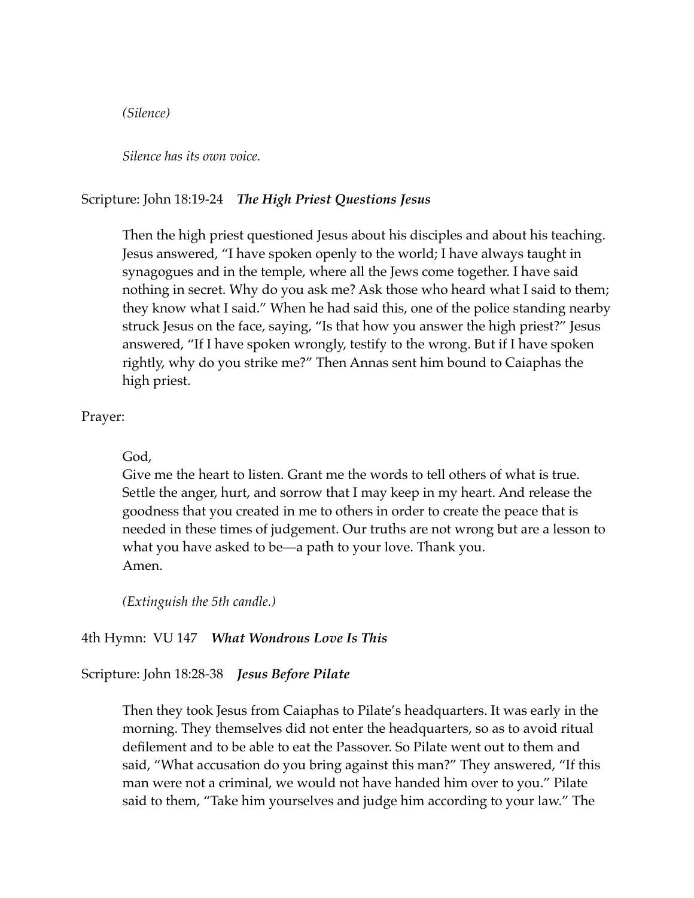*(Silence)*

*Silence has its own voice.*

Scripture: John 18:19-24 ***The High Priest Questions Jesus***

> Then the high priest questioned Jesus about his disciples and about his teaching. Jesus answered, "I have spoken openly to the world; I have always taught in synagogues and in the temple, where all the Jews come together. I have said nothing in secret. Why do you ask me? Ask those who heard what I said to them; they know what I said." When he had said this, one of the police standing nearby struck Jesus on the face, saying, "Is that how you answer the high priest?" Jesus answered, "If I have spoken wrongly, testify to the wrong. But if I have spoken rightly, why do you strike me?" Then Annas sent him bound to Caiaphas the high priest.

Prayer:

> God,
> Give me the heart to listen. Grant me the words to tell others of what is true. Settle the anger, hurt, and sorrow that I may keep in my heart. And release the goodness that you created in me to others in order to create the peace that is needed in these times of judgement. Our truths are not wrong but are a lesson to what you have asked to be—a path to your love. Thank you.
> Amen.

*(Extinguish the 5th candle.)*

4th Hymn: VU 147 ***What Wondrous Love Is This***

Scripture: John 18:28-38 ***Jesus Before Pilate***

> Then they took Jesus from Caiaphas to Pilate's headquarters. It was early in the morning. They themselves did not enter the headquarters, so as to avoid ritual defilement and to be able to eat the Passover. So Pilate went out to them and said, "What accusation do you bring against this man?" They answered, "If this man were not a criminal, we would not have handed him over to you." Pilate said to them, "Take him yourselves and judge him according to your law." The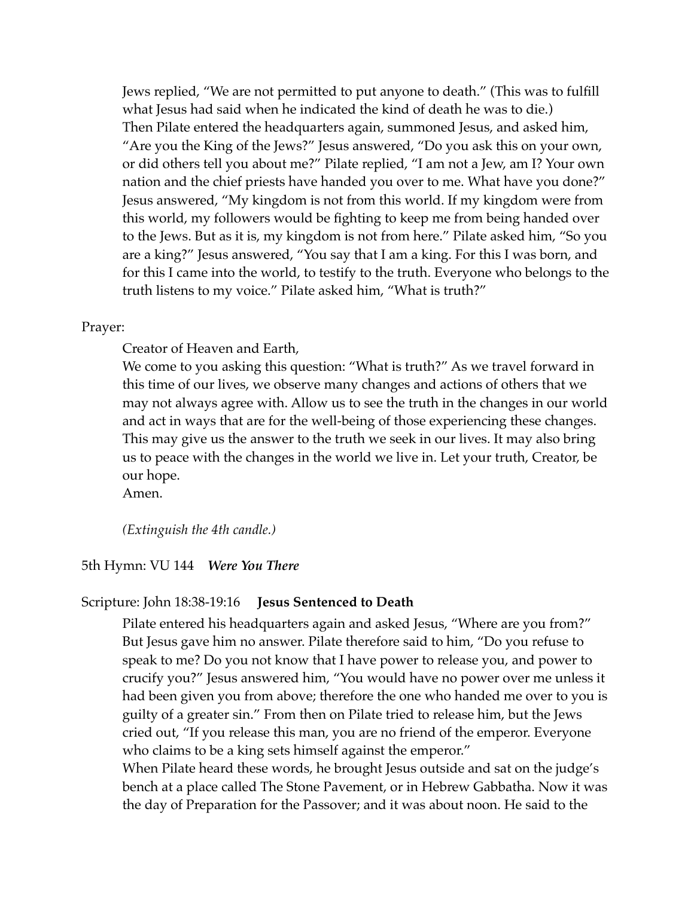Jews replied, "We are not permitted to put anyone to death." (This was to fulfill what Jesus had said when he indicated the kind of death he was to die.)
Then Pilate entered the headquarters again, summoned Jesus, and asked him, "Are you the King of the Jews?" Jesus answered, "Do you ask this on your own, or did others tell you about me?" Pilate replied, "I am not a Jew, am I? Your own nation and the chief priests have handed you over to me. What have you done?" Jesus answered, "My kingdom is not from this world. If my kingdom were from this world, my followers would be fighting to keep me from being handed over to the Jews. But as it is, my kingdom is not from here." Pilate asked him, "So you are a king?" Jesus answered, "You say that I am a king. For this I was born, and for this I came into the world, to testify to the truth. Everyone who belongs to the truth listens to my voice." Pilate asked him, "What is truth?"

Prayer:

Creator of Heaven and Earth,
We come to you asking this question: "What is truth?" As we travel forward in this time of our lives, we observe many changes and actions of others that we may not always agree with. Allow us to see the truth in the changes in our world and act in ways that are for the well-being of those experiencing these changes. This may give us the answer to the truth we seek in our lives. It may also bring us to peace with the changes in the world we live in. Let your truth, Creator, be our hope.
Amen.

*(Extinguish the 4th candle.)*

5th Hymn: VU 144 ***Were You There***

Scripture: John 18:38-19:16 **Jesus Sentenced to Death**

Pilate entered his headquarters again and asked Jesus, "Where are you from?" But Jesus gave him no answer. Pilate therefore said to him, "Do you refuse to speak to me? Do you not know that I have power to release you, and power to crucify you?" Jesus answered him, "You would have no power over me unless it had been given you from above; therefore the one who handed me over to you is guilty of a greater sin." From then on Pilate tried to release him, but the Jews cried out, "If you release this man, you are no friend of the emperor. Everyone who claims to be a king sets himself against the emperor."
When Pilate heard these words, he brought Jesus outside and sat on the judge's bench at a place called The Stone Pavement, or in Hebrew Gabbatha. Now it was the day of Preparation for the Passover; and it was about noon. He said to the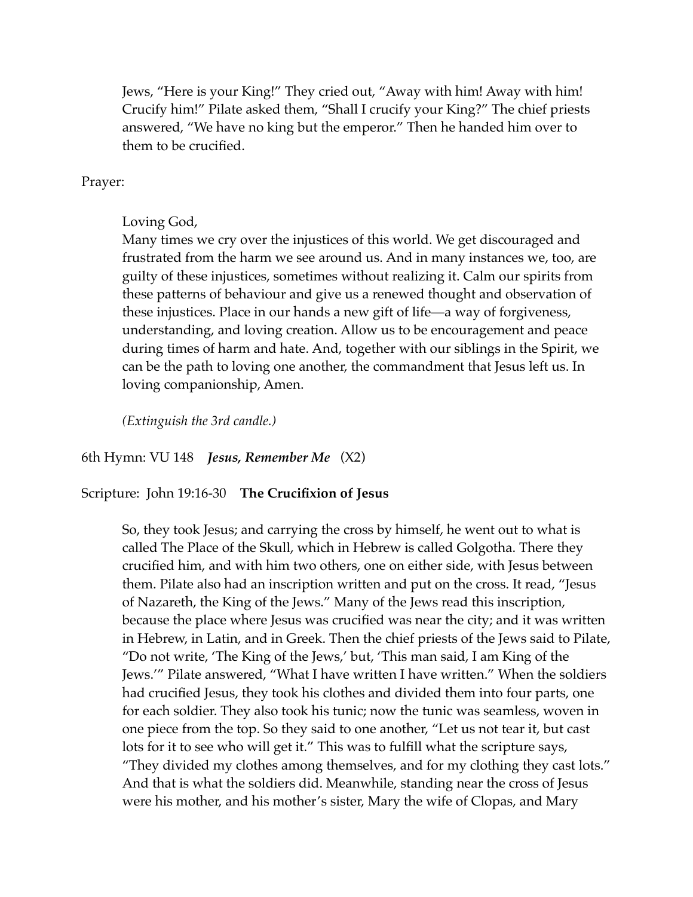Jews, "Here is your King!" They cried out, "Away with him! Away with him! Crucify him!" Pilate asked them, "Shall I crucify your King?" The chief priests answered, "We have no king but the emperor." Then he handed him over to them to be crucified.

Prayer:

Loving God,
Many times we cry over the injustices of this world. We get discouraged and frustrated from the harm we see around us. And in many instances we, too, are guilty of these injustices, sometimes without realizing it. Calm our spirits from these patterns of behaviour and give us a renewed thought and observation of these injustices. Place in our hands a new gift of life—a way of forgiveness, understanding, and loving creation. Allow us to be encouragement and peace during times of harm and hate. And, together with our siblings in the Spirit, we can be the path to loving one another, the commandment that Jesus left us. In loving companionship, Amen.

*(Extinguish the 3rd candle.)*

6th Hymn: VU 148 ***Jesus, Remember Me*** (X2)

Scripture: John 19:16-30 **The Crucifixion of Jesus**

So, they took Jesus; and carrying the cross by himself, he went out to what is called The Place of the Skull, which in Hebrew is called Golgotha. There they crucified him, and with him two others, one on either side, with Jesus between them. Pilate also had an inscription written and put on the cross. It read, "Jesus of Nazareth, the King of the Jews." Many of the Jews read this inscription, because the place where Jesus was crucified was near the city; and it was written in Hebrew, in Latin, and in Greek. Then the chief priests of the Jews said to Pilate, "Do not write, 'The King of the Jews,' but, 'This man said, I am King of the Jews.'" Pilate answered, "What I have written I have written." When the soldiers had crucified Jesus, they took his clothes and divided them into four parts, one for each soldier. They also took his tunic; now the tunic was seamless, woven in one piece from the top. So they said to one another, "Let us not tear it, but cast lots for it to see who will get it." This was to fulfill what the scripture says, "They divided my clothes among themselves, and for my clothing they cast lots." And that is what the soldiers did. Meanwhile, standing near the cross of Jesus were his mother, and his mother's sister, Mary the wife of Clopas, and Mary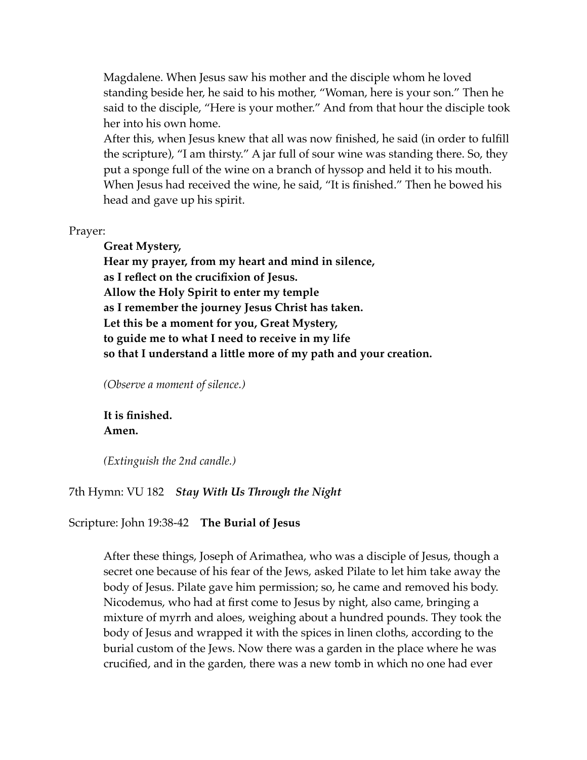Magdalene. When Jesus saw his mother and the disciple whom he loved standing beside her, he said to his mother, "Woman, here is your son." Then he said to the disciple, "Here is your mother." And from that hour the disciple took her into his own home.
After this, when Jesus knew that all was now finished, he said (in order to fulfill the scripture), "I am thirsty." A jar full of sour wine was standing there. So, they put a sponge full of the wine on a branch of hyssop and held it to his mouth. When Jesus had received the wine, he said, "It is finished." Then he bowed his head and gave up his spirit.

Prayer:

**Great Mystery,**
**Hear my prayer, from my heart and mind in silence,**
**as I reflect on the crucifixion of Jesus.**
**Allow the Holy Spirit to enter my temple**
**as I remember the journey Jesus Christ has taken.**
**Let this be a moment for you, Great Mystery,**
**to guide me to what I need to receive in my life**
**so that I understand a little more of my path and your creation.**

*(Observe a moment of silence.)*

**It is finished.**
**Amen.**

*(Extinguish the 2nd candle.)*

7th Hymn: VU 182 ***Stay With Us Through the Night***

Scripture: John 19:38-42 **The Burial of Jesus**

After these things, Joseph of Arimathea, who was a disciple of Jesus, though a secret one because of his fear of the Jews, asked Pilate to let him take away the body of Jesus. Pilate gave him permission; so, he came and removed his body. Nicodemus, who had at first come to Jesus by night, also came, bringing a mixture of myrrh and aloes, weighing about a hundred pounds. They took the body of Jesus and wrapped it with the spices in linen cloths, according to the burial custom of the Jews. Now there was a garden in the place where he was crucified, and in the garden, there was a new tomb in which no one had ever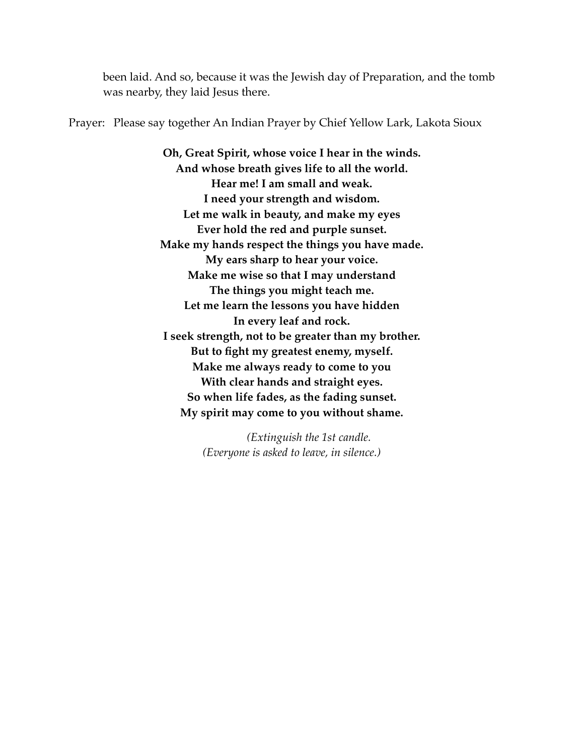been laid. And so, because it was the Jewish day of Preparation, and the tomb was nearby, they laid Jesus there.

Prayer: Please say together An Indian Prayer by Chief Yellow Lark, Lakota Sioux

**Oh, Great Spirit, whose voice I hear in the winds.**
**And whose breath gives life to all the world.**
**Hear me! I am small and weak.**
**I need your strength and wisdom.**
**Let me walk in beauty, and make my eyes**
**Ever hold the red and purple sunset.**
**Make my hands respect the things you have made.**
**My ears sharp to hear your voice.**
**Make me wise so that I may understand**
**The things you might teach me.**
**Let me learn the lessons you have hidden**
**In every leaf and rock.**
**I seek strength, not to be greater than my brother.**
**But to fight my greatest enemy, myself.**
**Make me always ready to come to you**
**With clear hands and straight eyes.**
**So when life fades, as the fading sunset.**
**My spirit may come to you without shame.**

*(Extinguish the 1st candle.*
*(Everyone is asked to leave, in silence.)*